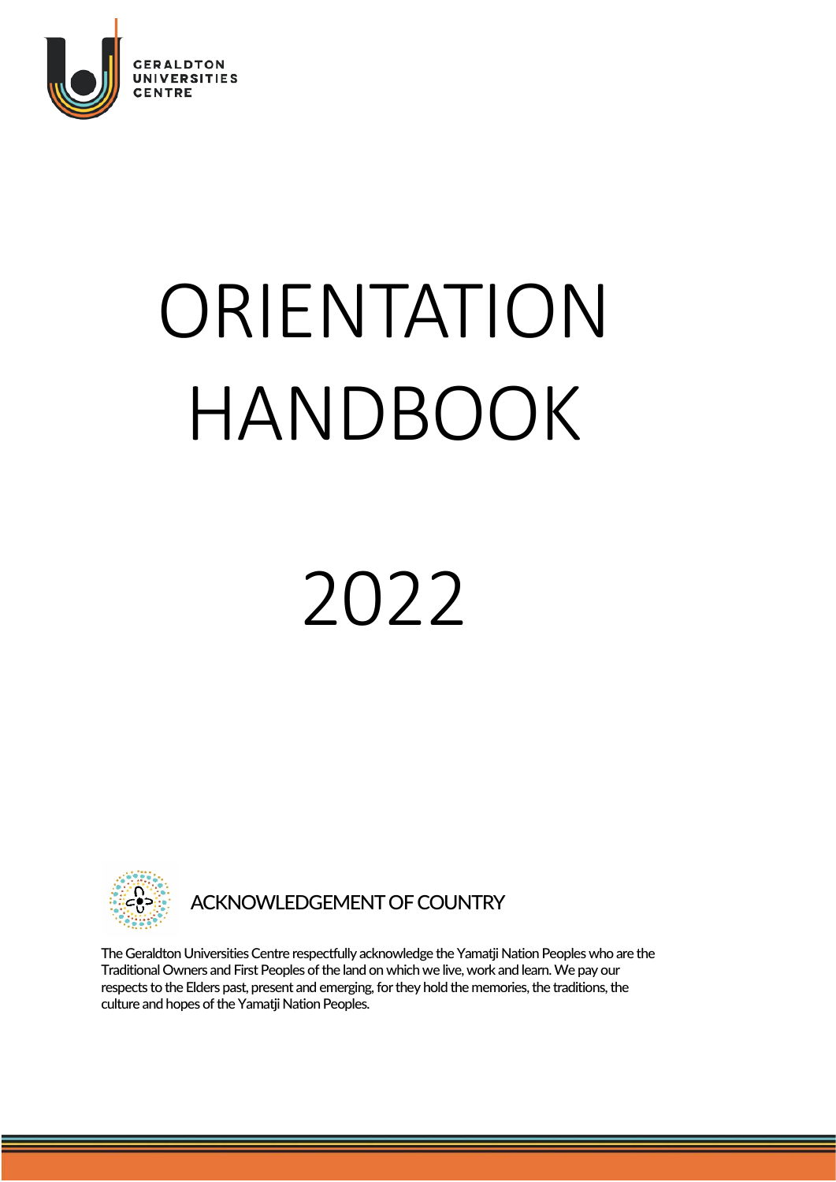GERALDTON UNIVERSITIES CENTRE

# ORIENTATION HANDBOOK

# 2022

## ACKNOWLEDGEMENT OF COUNTRY

The Geraldton Universities Centre respectfully acknowledge the Yamatji Nation Peoples who are the Traditional Owners and First Peoples of the land on which we live, work and learn. We pay our respects to the Elders past, present and emerging, for they hold the memories, the traditions, the culture and hopes of the Yamatji Nation Peoples.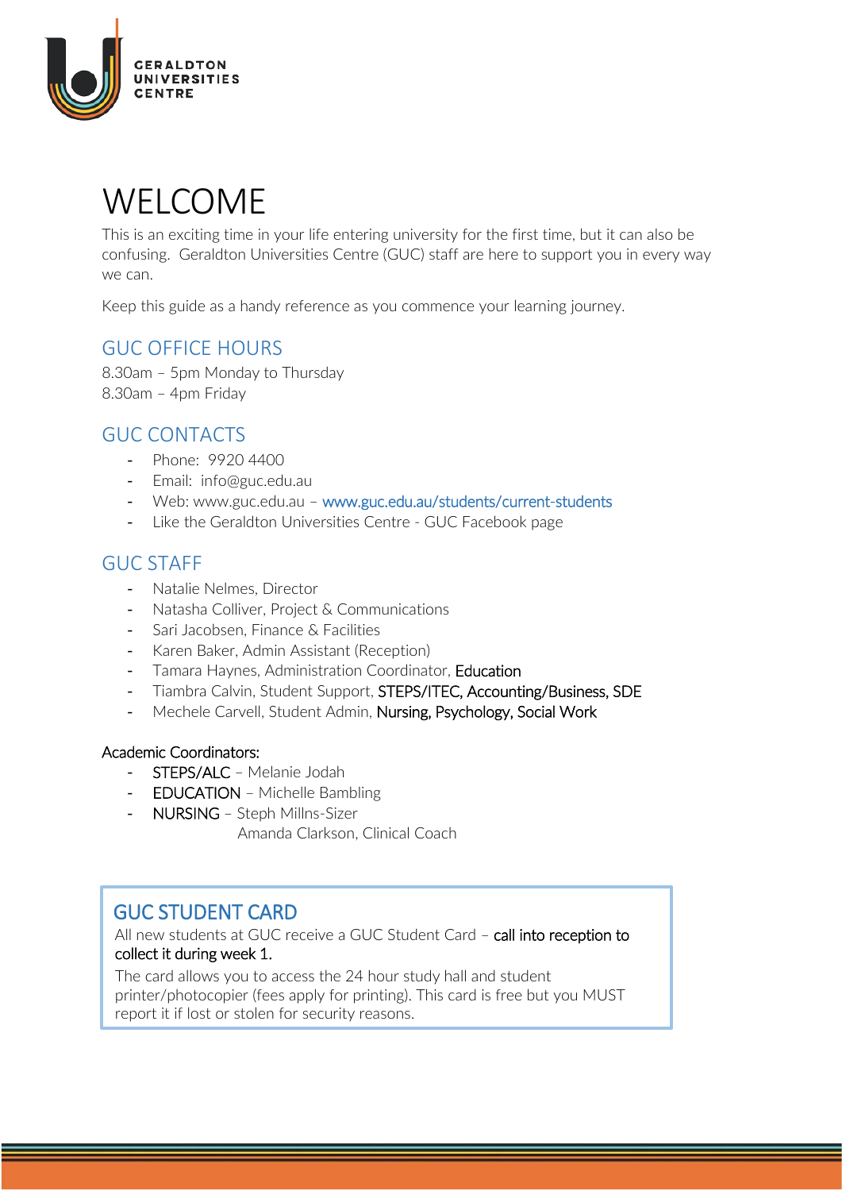GERALDTON UNIVERSITIES CENTRE

# WELCOME

This is an exciting time in your life entering university for the first time, but it can also be confusing. Geraldton Universities Centre (GUC) staff are here to support you in every way we can.

Keep this guide as a handy reference as you commence your learning journey.

## GUC OFFICE HOURS

8.30am – 5pm Monday to Thursday
8.30am – 4pm Friday

## GUC CONTACTS

- Phone: 9920 4400
- Email: info@guc.edu.au
- Web: www.guc.edu.au – www.guc.edu.au/students/current-students
- Like the Geraldton Universities Centre - GUC Facebook page

## GUC STAFF

- Natalie Nelmes, Director
- Natasha Colliver, Project & Communications
- Sari Jacobsen, Finance & Facilities
- Karen Baker, Admin Assistant (Reception)
- Tamara Haynes, Administration Coordinator, Education
- Tiambra Calvin, Student Support, STEPS/ITEC, Accounting/Business, SDE
- Mechele Carvell, Student Admin, Nursing, Psychology, Social Work

Academic Coordinators:

- STEPS/ALC – Melanie Jodah
- EDUCATION – Michelle Bambling
- NURSING – Steph Millns-Sizer
  Amanda Clarkson, Clinical Coach

## GUC STUDENT CARD

All new students at GUC receive a GUC Student Card – call into reception to collect it during week 1.

The card allows you to access the 24 hour study hall and student printer/photocopier (fees apply for printing). This card is free but you MUST report it if lost or stolen for security reasons.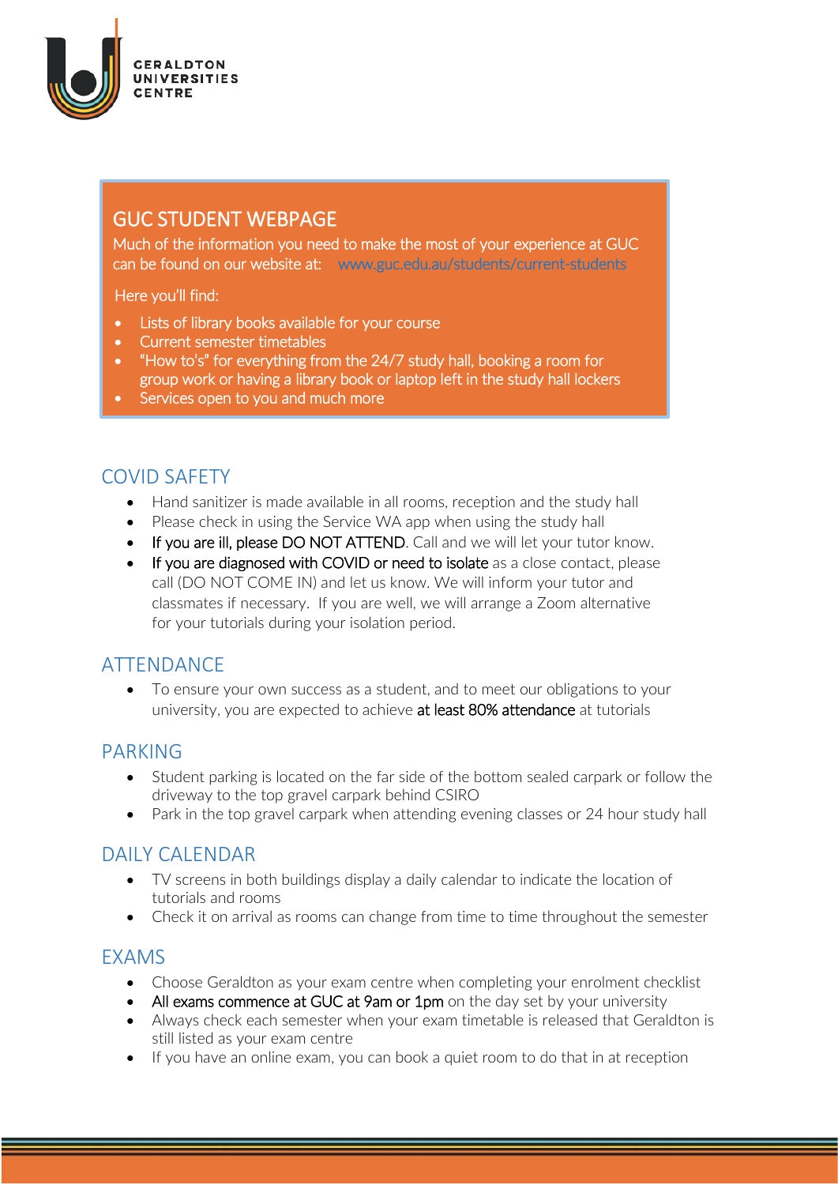## GUC STUDENT WEBPAGE

Much of the information you need to make the most of your experience at GUC can be found on our website at: www.guc.edu.au/students/current-students

Here you'll find:

- Lists of library books available for your course
- Current semester timetables
- "How to's" for everything from the 24/7 study hall, booking a room for group work or having a library book or laptop left in the study hall lockers
- Services open to you and much more

## COVID SAFETY

- Hand sanitizer is made available in all rooms, reception and the study hall
- Please check in using the Service WA app when using the study hall
- **If you are ill, please DO NOT ATTEND**. Call and we will let your tutor know.
- **If you are diagnosed with COVID or need to isolate** as a close contact, please call (DO NOT COME IN) and let us know. We will inform your tutor and classmates if necessary. If you are well, we will arrange a Zoom alternative for your tutorials during your isolation period.

## ATTENDANCE

- To ensure your own success as a student, and to meet our obligations to your university, you are expected to achieve **at least 80% attendance** at tutorials

## PARKING

- Student parking is located on the far side of the bottom sealed carpark or follow the driveway to the top gravel carpark behind CSIRO
- Park in the top gravel carpark when attending evening classes or 24 hour study hall

## DAILY CALENDAR

- TV screens in both buildings display a daily calendar to indicate the location of tutorials and rooms
- Check it on arrival as rooms can change from time to time throughout the semester

## EXAMS

- Choose Geraldton as your exam centre when completing your enrolment checklist
- **All exams commence at GUC at 9am or 1pm** on the day set by your university
- Always check each semester when your exam timetable is released that Geraldton is still listed as your exam centre
- If you have an online exam, you can book a quiet room to do that in at reception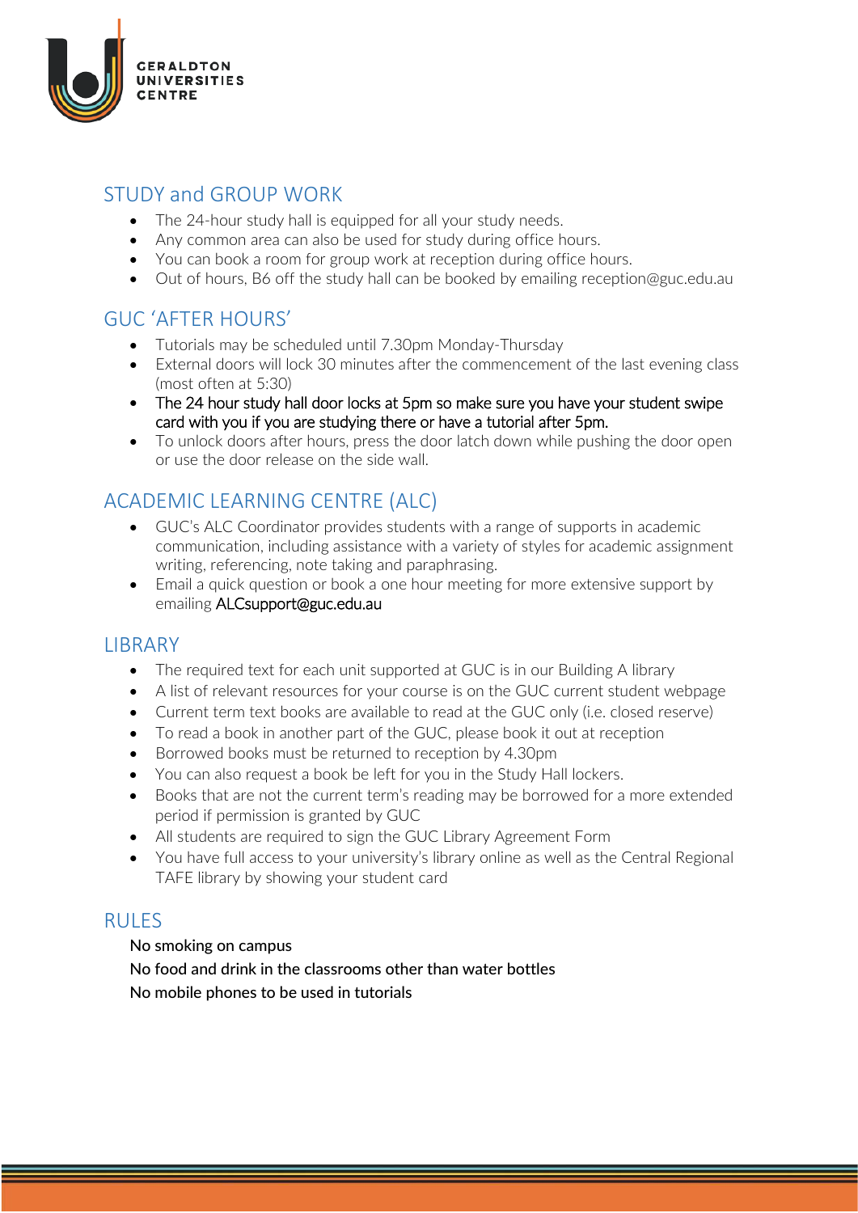## STUDY and GROUP WORK

- The 24-hour study hall is equipped for all your study needs.
- Any common area can also be used for study during office hours.
- You can book a room for group work at reception during office hours.
- Out of hours, B6 off the study hall can be booked by emailing reception@guc.edu.au

## GUC 'AFTER HOURS'

- Tutorials may be scheduled until 7.30pm Monday-Thursday
- External doors will lock 30 minutes after the commencement of the last evening class (most often at 5:30)
- The 24 hour study hall door locks at 5pm so make sure you have your student swipe card with you if you are studying there or have a tutorial after 5pm.
- To unlock doors after hours, press the door latch down while pushing the door open or use the door release on the side wall.

## ACADEMIC LEARNING CENTRE (ALC)

- GUC's ALC Coordinator provides students with a range of supports in academic communication, including assistance with a variety of styles for academic assignment writing, referencing, note taking and paraphrasing.
- Email a quick question or book a one hour meeting for more extensive support by emailing ALCsupport@guc.edu.au

## LIBRARY

- The required text for each unit supported at GUC is in our Building A library
- A list of relevant resources for your course is on the GUC current student webpage
- Current term text books are available to read at the GUC only (i.e. closed reserve)
- To read a book in another part of the GUC, please book it out at reception
- Borrowed books must be returned to reception by 4.30pm
- You can also request a book be left for you in the Study Hall lockers.
- Books that are not the current term's reading may be borrowed for a more extended period if permission is granted by GUC
- All students are required to sign the GUC Library Agreement Form
- You have full access to your university's library online as well as the Central Regional TAFE library by showing your student card

## RULES

No smoking on campus

No food and drink in the classrooms other than water bottles

No mobile phones to be used in tutorials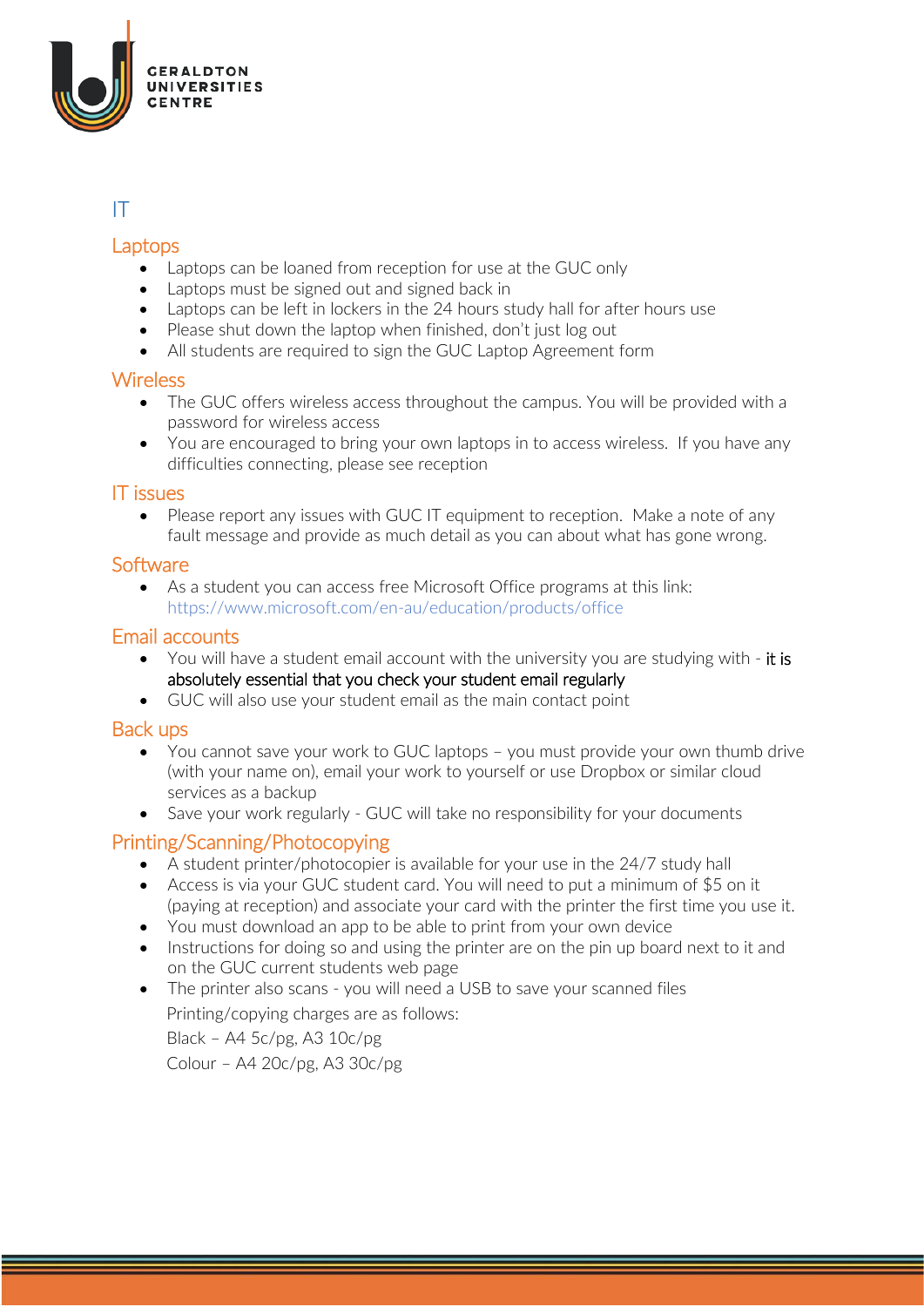# IT

## Laptops

- Laptops can be loaned from reception for use at the GUC only
- Laptops must be signed out and signed back in
- Laptops can be left in lockers in the 24 hours study hall for after hours use
- Please shut down the laptop when finished, don't just log out
- All students are required to sign the GUC Laptop Agreement form

## Wireless

- The GUC offers wireless access throughout the campus. You will be provided with a password for wireless access
- You are encouraged to bring your own laptops in to access wireless. If you have any difficulties connecting, please see reception

## IT issues

- Please report any issues with GUC IT equipment to reception. Make a note of any fault message and provide as much detail as you can about what has gone wrong.

## Software

- As a student you can access free Microsoft Office programs at this link: https://www.microsoft.com/en-au/education/products/office

## Email accounts

- You will have a student email account with the university you are studying with - it is absolutely essential that you check your student email regularly
- GUC will also use your student email as the main contact point

## Back ups

- You cannot save your work to GUC laptops – you must provide your own thumb drive (with your name on), email your work to yourself or use Dropbox or similar cloud services as a backup
- Save your work regularly - GUC will take no responsibility for your documents

## Printing/Scanning/Photocopying

- A student printer/photocopier is available for your use in the 24/7 study hall
- Access is via your GUC student card. You will need to put a minimum of $5 on it (paying at reception) and associate your card with the printer the first time you use it.
- You must download an app to be able to print from your own device
- Instructions for doing so and using the printer are on the pin up board next to it and on the GUC current students web page
- The printer also scans - you will need a USB to save your scanned files

  Printing/copying charges are as follows:

  Black – A4 5c/pg, A3 10c/pg

  Colour – A4 20c/pg, A3 30c/pg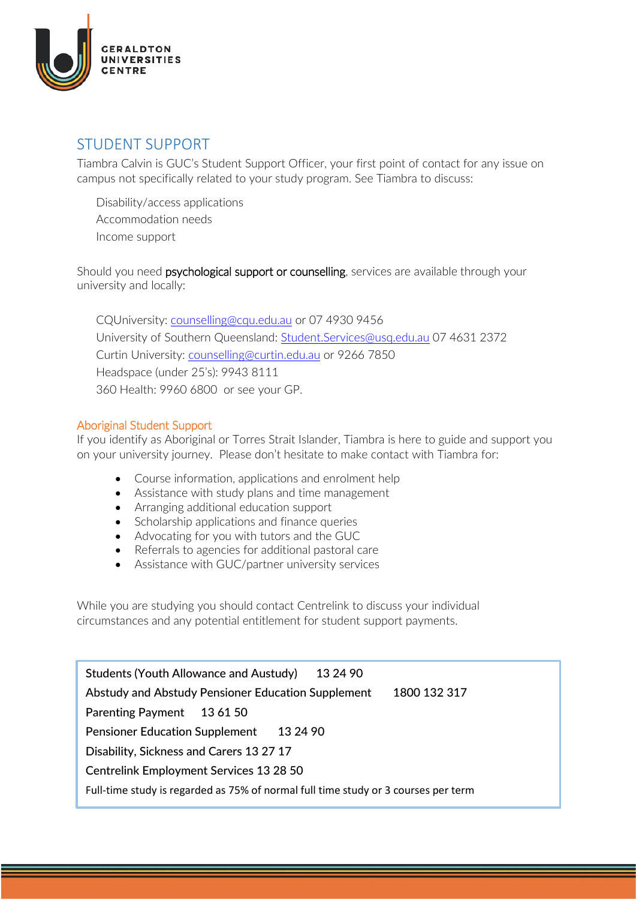# STUDENT SUPPORT

Tiambra Calvin is GUC's Student Support Officer, your first point of contact for any issue on campus not specifically related to your study program. See Tiambra to discuss:

Disability/access applications
Accommodation needs
Income support

Should you need psychological support or counselling, services are available through your university and locally:

CQUniversity: counselling@cqu.edu.au or 07 4930 9456
University of Southern Queensland: Student.Services@usq.edu.au 07 4631 2372
Curtin University: counselling@curtin.edu.au or 9266 7850
Headspace (under 25's): 9943 8111
360 Health: 9960 6800 or see your GP.

## Aboriginal Student Support

If you identify as Aboriginal or Torres Strait Islander, Tiambra is here to guide and support you on your university journey. Please don't hesitate to make contact with Tiambra for:

- Course information, applications and enrolment help
- Assistance with study plans and time management
- Arranging additional education support
- Scholarship applications and finance queries
- Advocating for you with tutors and the GUC
- Referrals to agencies for additional pastoral care
- Assistance with GUC/partner university services

While you are studying you should contact Centrelink to discuss your individual circumstances and any potential entitlement for student support payments.

**Students (Youth Allowance and Austudy)** 13 24 90
**Abstudy and Abstudy Pensioner Education Supplement** 1800 132 317
**Parenting Payment** 13 61 50
**Pensioner Education Supplement** 13 24 90
**Disability, Sickness and Carers** 13 27 17
**Centrelink Employment Services** 13 28 50
Full-time study is regarded as 75% of normal full time study or 3 courses per term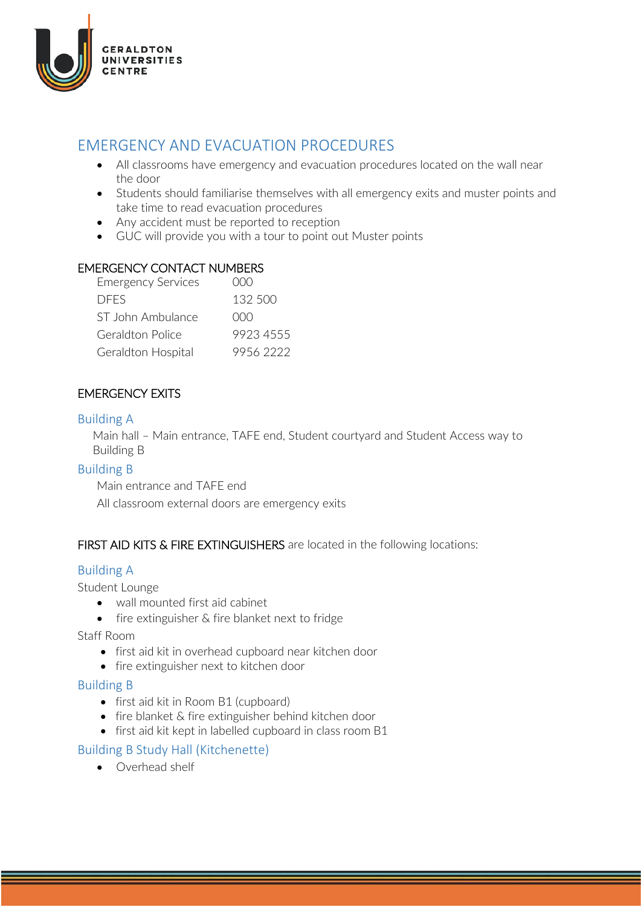GERALDTON UNIVERSITIES CENTRE

## EMERGENCY AND EVACUATION PROCEDURES

- All classrooms have emergency and evacuation procedures located on the wall near the door
- Students should familiarise themselves with all emergency exits and muster points and take time to read evacuation procedures
- Any accident must be reported to reception
- GUC will provide you with a tour to point out Muster points

### EMERGENCY CONTACT NUMBERS

| | |
|---|---|
| Emergency Services | 000 |
| DFES | 132 500 |
| ST John Ambulance | 000 |
| Geraldton Police | 9923 4555 |
| Geraldton Hospital | 9956 2222 |

### EMERGENCY EXITS

#### Building A

Main hall – Main entrance, TAFE end, Student courtyard and Student Access way to Building B

#### Building B

Main entrance and TAFE end

All classroom external doors are emergency exits

### FIRST AID KITS & FIRE EXTINGUISHERS are located in the following locations:

#### Building A

Student Lounge

- wall mounted first aid cabinet
- fire extinguisher & fire blanket next to fridge

Staff Room

- first aid kit in overhead cupboard near kitchen door
- fire extinguisher next to kitchen door

#### Building B

- first aid kit in Room B1 (cupboard)
- fire blanket & fire extinguisher behind kitchen door
- first aid kit kept in labelled cupboard in class room B1

#### Building B Study Hall (Kitchenette)

- Overhead shelf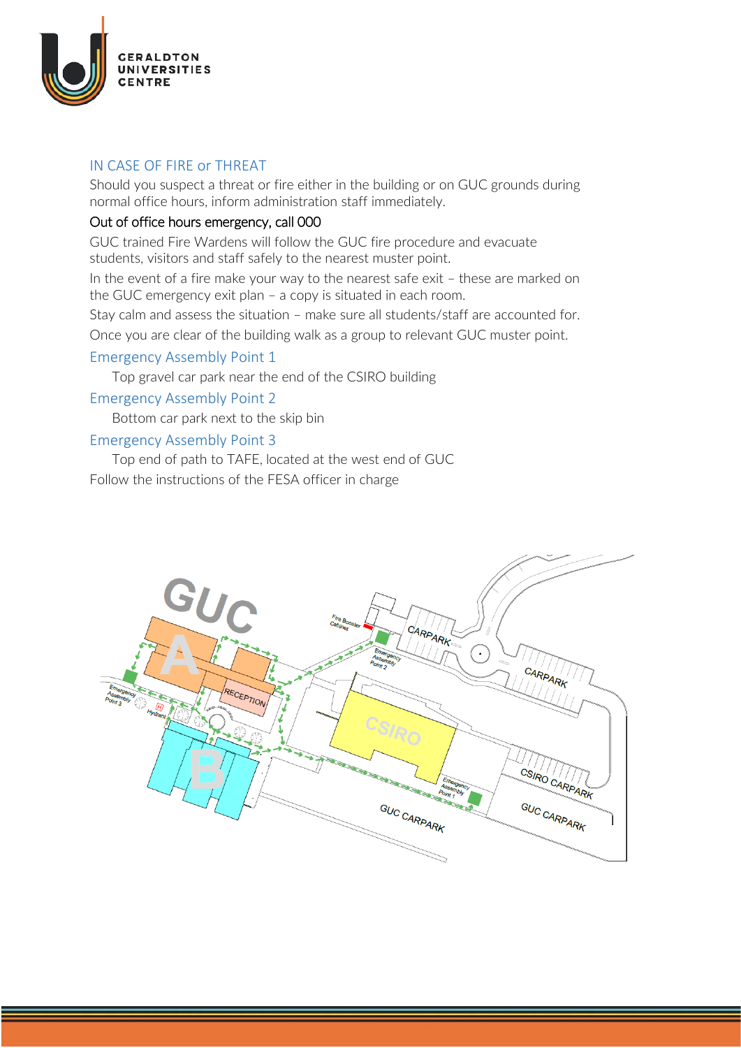## IN CASE OF FIRE or THREAT

Should you suspect a threat or fire either in the building or on GUC grounds during normal office hours, inform administration staff immediately.

Out of office hours emergency, call 000

GUC trained Fire Wardens will follow the GUC fire procedure and evacuate students, visitors and staff safely to the nearest muster point.

In the event of a fire make your way to the nearest safe exit – these are marked on the GUC emergency exit plan – a copy is situated in each room.

Stay calm and assess the situation – make sure all students/staff are accounted for.

Once you are clear of the building walk as a group to relevant GUC muster point.

### Emergency Assembly Point 1

Top gravel car park near the end of the CSIRO building

### Emergency Assembly Point 2

Bottom car park next to the skip bin

### Emergency Assembly Point 3

Top end of path to TAFE, located at the west end of GUC

Follow the instructions of the FESA officer in charge

GUC
A
B
RECEPTION
CSIRO
Fire Booster Cabinet
Emergency Assembly Point 1
Emergency Assembly Point 2
Emergency Assembly Point 3
Hydrant
CARPARK
CARPARK
CSIRO CARPARK
GUC CARPARK
GUC CARPARK